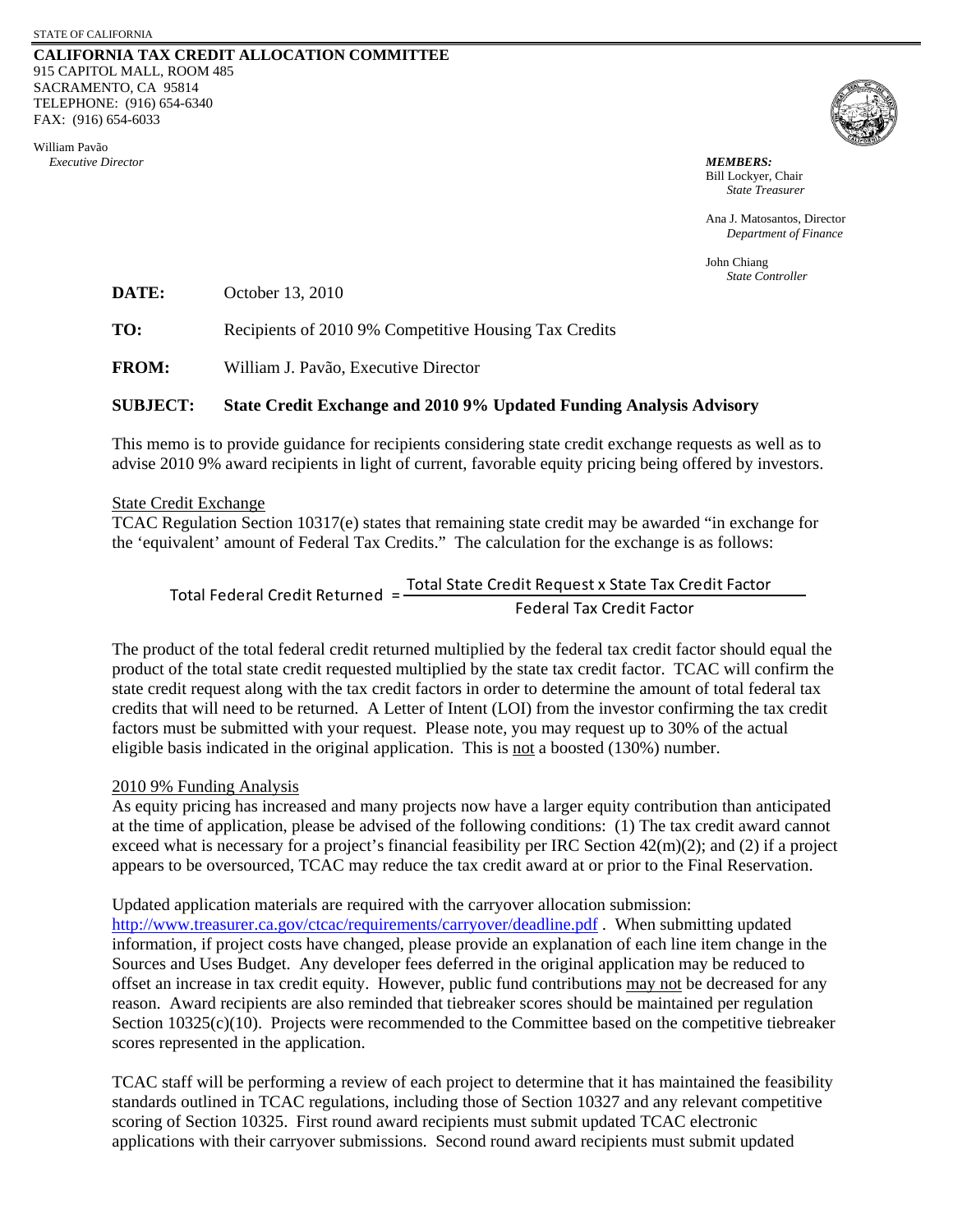STATE OF CALIFORNIA

**CALIFORNIA TAX CREDIT ALLOCATION COMMITTEE**
915 CAPITOL MALL, ROOM 485
SACRAMENTO, CA 95814
TELEPHONE: (916) 654-6340
FAX: (916) 654-6033

William Pavão
*Executive Director*

***MEMBERS:***
Bill Lockyer, Chair
*State Treasurer*

Ana J. Matosantos, Director
*Department of Finance*

John Chiang
*State Controller*

**DATE:** October 13, 2010

**TO:** Recipients of 2010 9% Competitive Housing Tax Credits

**FROM:** William J. Pavão, Executive Director

**SUBJECT: State Credit Exchange and 2010 9% Updated Funding Analysis Advisory**

This memo is to provide guidance for recipients considering state credit exchange requests as well as to advise 2010 9% award recipients in light of current, favorable equity pricing being offered by investors.

## State Credit Exchange

TCAC Regulation Section 10317(e) states that remaining state credit may be awarded "in exchange for the 'equivalent' amount of Federal Tax Credits." The calculation for the exchange is as follows:

$$\text{Total Federal Credit Returned} = \frac{\text{Total State Credit Request x State Tax Credit Factor}}{\text{Federal Tax Credit Factor}}$$

The product of the total federal credit returned multiplied by the federal tax credit factor should equal the product of the total state credit requested multiplied by the state tax credit factor. TCAC will confirm the state credit request along with the tax credit factors in order to determine the amount of total federal tax credits that will need to be returned. A Letter of Intent (LOI) from the investor confirming the tax credit factors must be submitted with your request. Please note, you may request up to 30% of the actual eligible basis indicated in the original application. This is not a boosted (130%) number.

## 2010 9% Funding Analysis

As equity pricing has increased and many projects now have a larger equity contribution than anticipated at the time of application, please be advised of the following conditions: (1) The tax credit award cannot exceed what is necessary for a project's financial feasibility per IRC Section 42(m)(2); and (2) if a project appears to be oversourced, TCAC may reduce the tax credit award at or prior to the Final Reservation.

Updated application materials are required with the carryover allocation submission: http://www.treasurer.ca.gov/ctcac/requirements/carryover/deadline.pdf . When submitting updated information, if project costs have changed, please provide an explanation of each line item change in the Sources and Uses Budget. Any developer fees deferred in the original application may be reduced to offset an increase in tax credit equity. However, public fund contributions may not be decreased for any reason. Award recipients are also reminded that tiebreaker scores should be maintained per regulation Section 10325(c)(10). Projects were recommended to the Committee based on the competitive tiebreaker scores represented in the application.

TCAC staff will be performing a review of each project to determine that it has maintained the feasibility standards outlined in TCAC regulations, including those of Section 10327 and any relevant competitive scoring of Section 10325. First round award recipients must submit updated TCAC electronic applications with their carryover submissions. Second round award recipients must submit updated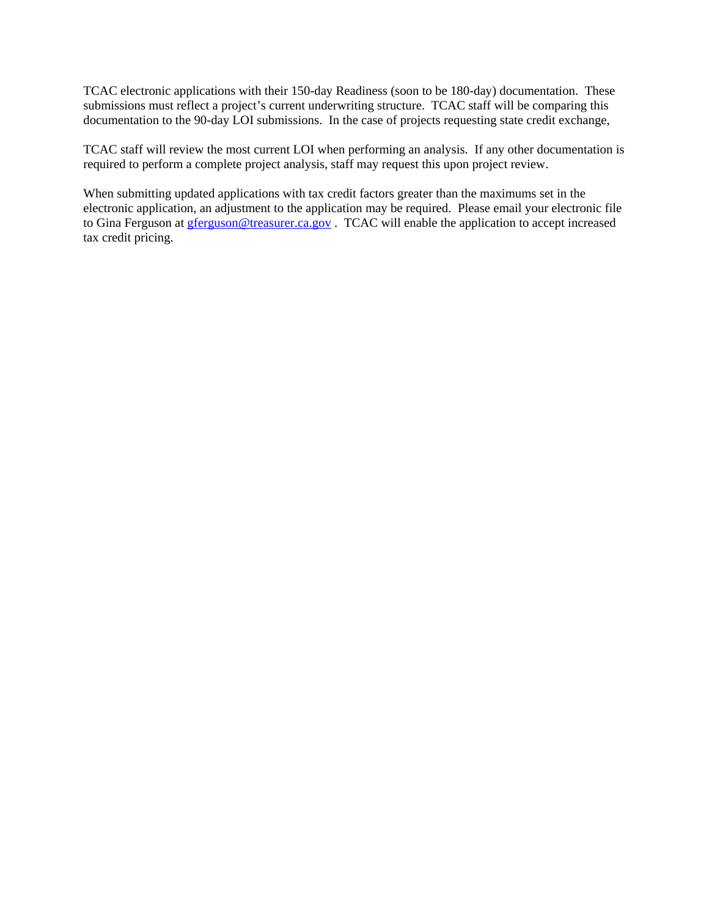TCAC electronic applications with their 150-day Readiness (soon to be 180-day) documentation. These submissions must reflect a project's current underwriting structure. TCAC staff will be comparing this documentation to the 90-day LOI submissions. In the case of projects requesting state credit exchange,

TCAC staff will review the most current LOI when performing an analysis. If any other documentation is required to perform a complete project analysis, staff may request this upon project review.

When submitting updated applications with tax credit factors greater than the maximums set in the electronic application, an adjustment to the application may be required. Please email your electronic file to Gina Ferguson at gferguson@treasurer.ca.gov . TCAC will enable the application to accept increased tax credit pricing.